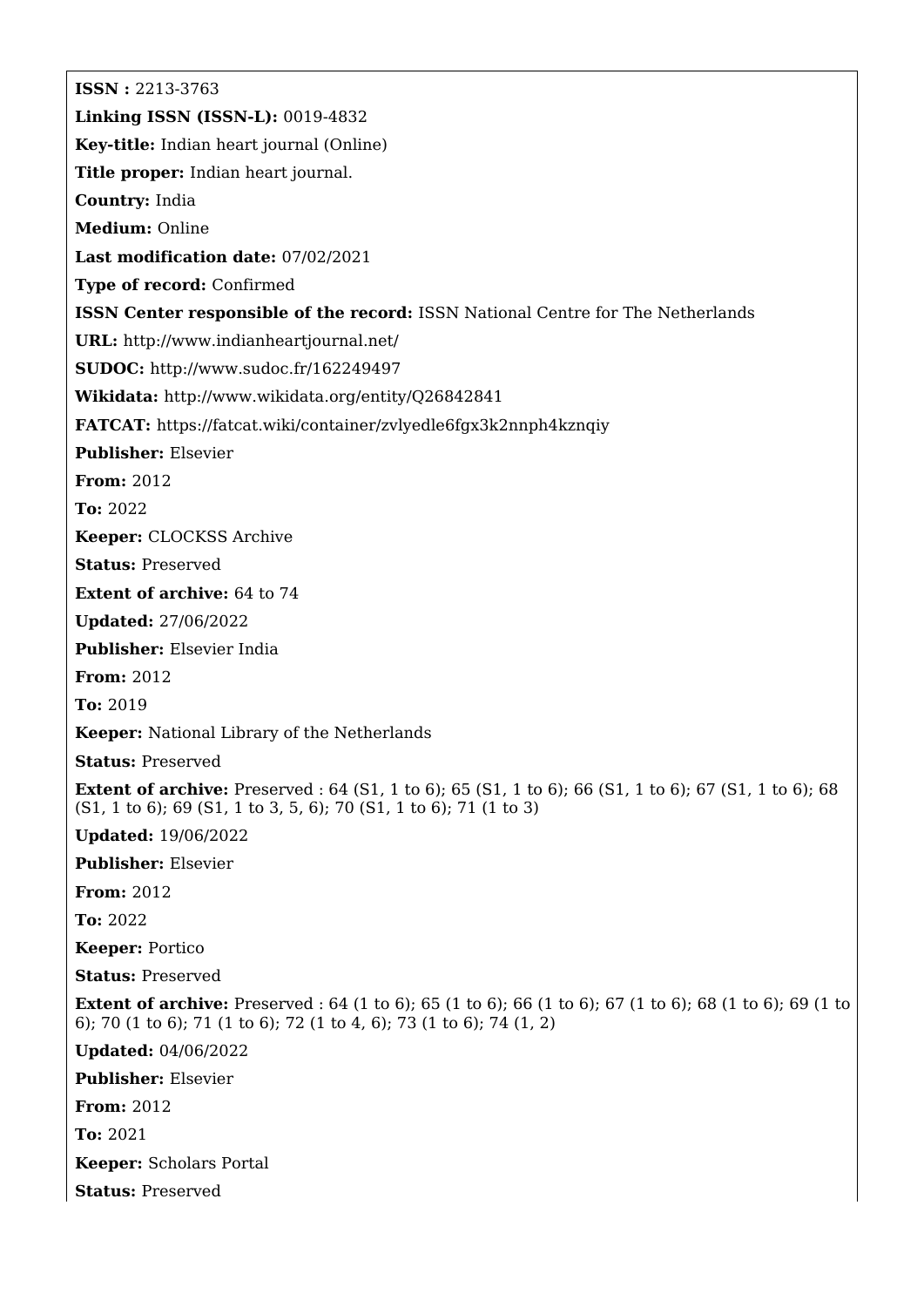**ISSN :** 2213-3763

**Linking ISSN (ISSN-L):** 0019-4832

**Key-title:** Indian heart journal (Online)

**Title proper:** Indian heart journal.

**Country:** India

**Medium:** Online

**Last modification date:** 07/02/2021

**Type of record:** Confirmed

**ISSN Center responsible of the record:** ISSN National Centre for The Netherlands

**URL:** http://www.indianheartjournal.net/

**SUDOC:** http://www.sudoc.fr/162249497

**Wikidata:** http://www.wikidata.org/entity/Q26842841

**FATCAT:** https://fatcat.wiki/container/zvlyedle6fgx3k2nnph4kznqiy

**Publisher:** Elsevier

**From:** 2012

**To:** 2022

**Keeper:** CLOCKSS Archive

**Status:** Preserved

**Extent of archive:** 64 to 74

**Updated:** 27/06/2022

**Publisher:** Elsevier India

**From:** 2012

**To:** 2019

**Keeper:** National Library of the Netherlands

**Status:** Preserved

**Extent of archive:** Preserved : 64 (S1, 1 to 6); 65 (S1, 1 to 6); 66 (S1, 1 to 6); 67 (S1, 1 to 6); 68 (S1, 1 to 6); 69 (S1, 1 to 3, 5, 6); 70 (S1, 1 to 6); 71 (1 to 3)

**Updated:** 19/06/2022

**Publisher:** Elsevier

**From:** 2012

**To:** 2022

**Keeper:** Portico

**Status:** Preserved

**Extent of archive:** Preserved : 64 (1 to 6); 65 (1 to 6); 66 (1 to 6); 67 (1 to 6); 68 (1 to 6); 69 (1 to 6); 70 (1 to 6); 71 (1 to 6); 72 (1 to 4, 6); 73 (1 to 6); 74 (1, 2)

**Updated:** 04/06/2022

**Publisher:** Elsevier

**From:** 2012

**To:** 2021

**Keeper:** Scholars Portal

**Status:** Preserved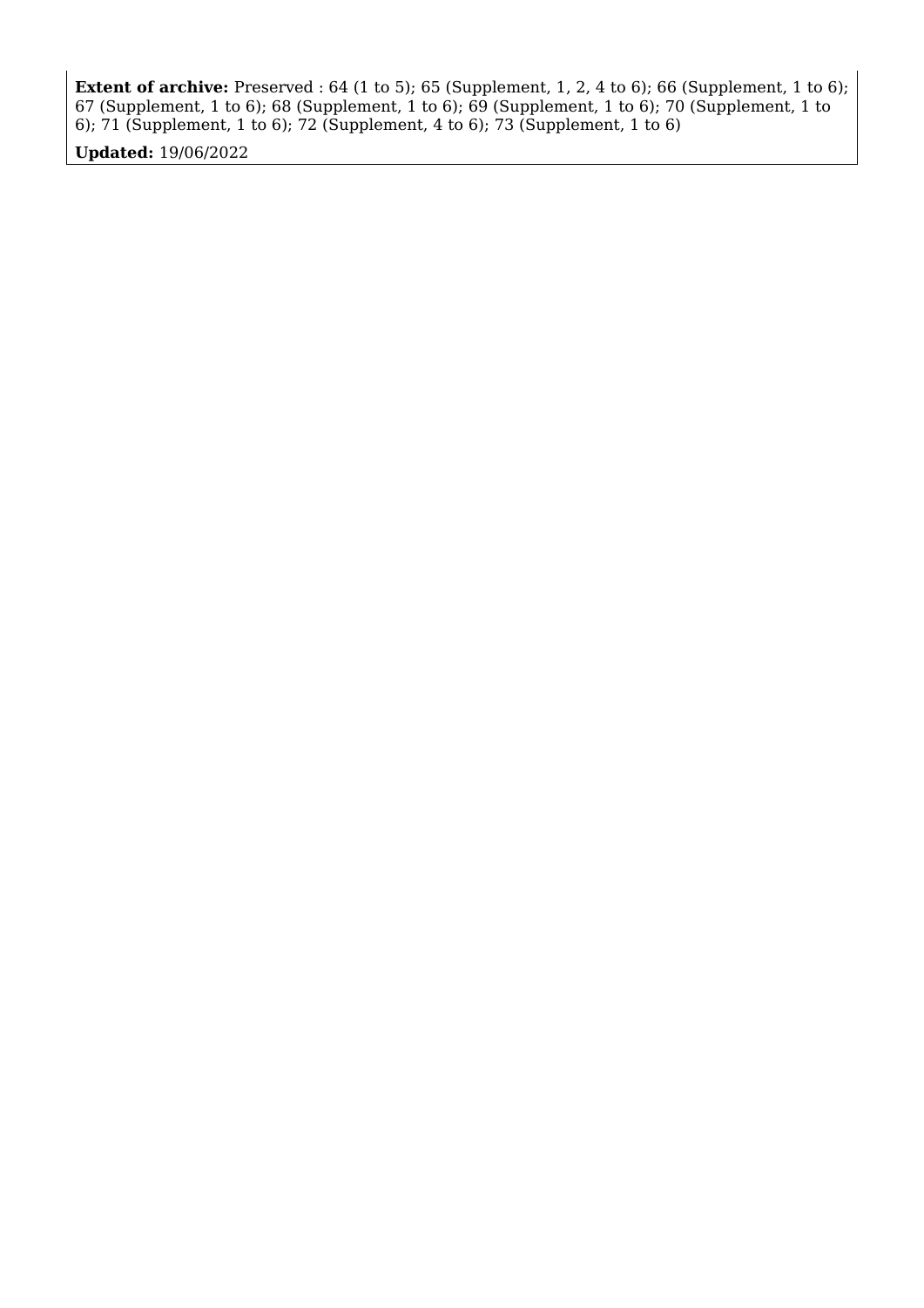**Extent of archive:** Preserved : 64 (1 to 5); 65 (Supplement, 1, 2, 4 to 6); 66 (Supplement, 1 to 6); 67 (Supplement, 1 to 6); 68 (Supplement, 1 to 6); 69 (Supplement, 1 to 6); 70 (Supplement, 1 to 6); 71 (Supplement, 1 to 6); 72 (Supplement, 4 to 6); 73 (Supplement, 1 to 6)

**Updated:** 19/06/2022